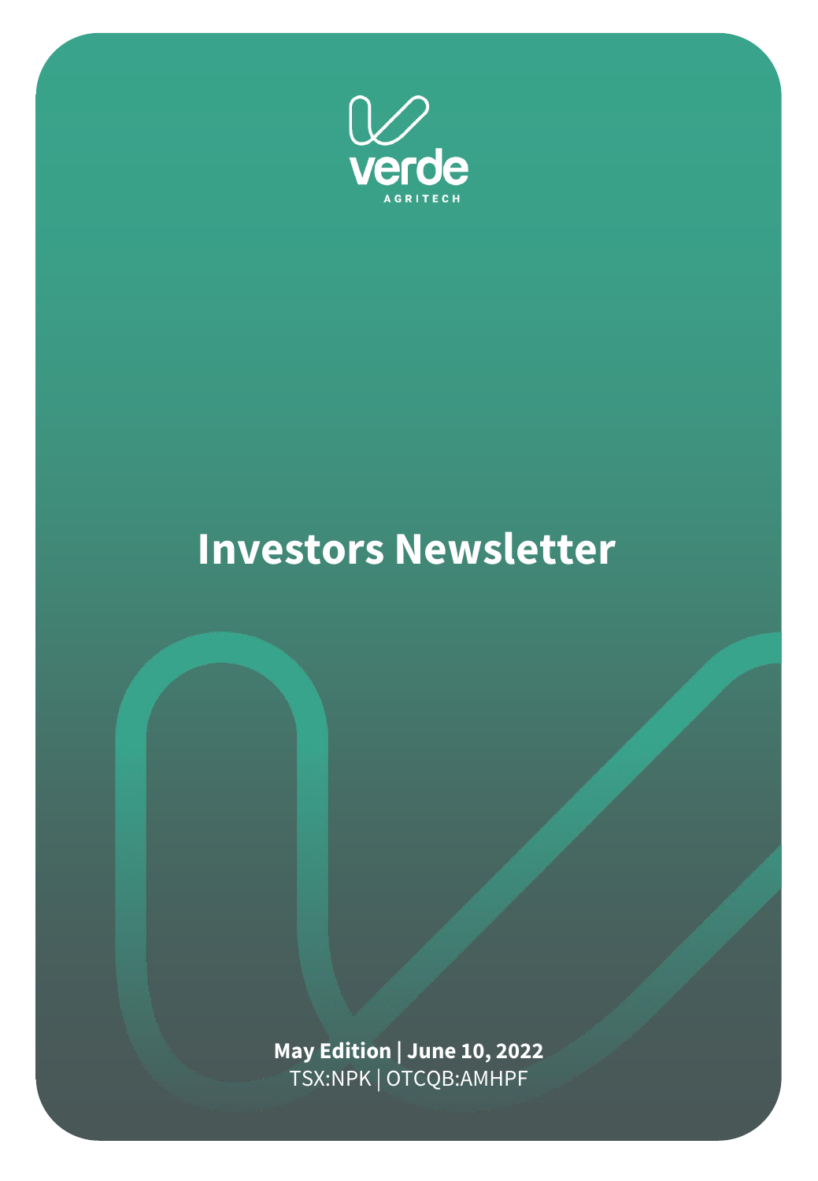verde

AGRITECH

# Investors Newsletter

**May Edition | June 10, 2022**

TSX:NPK | OTCQB:AMHPF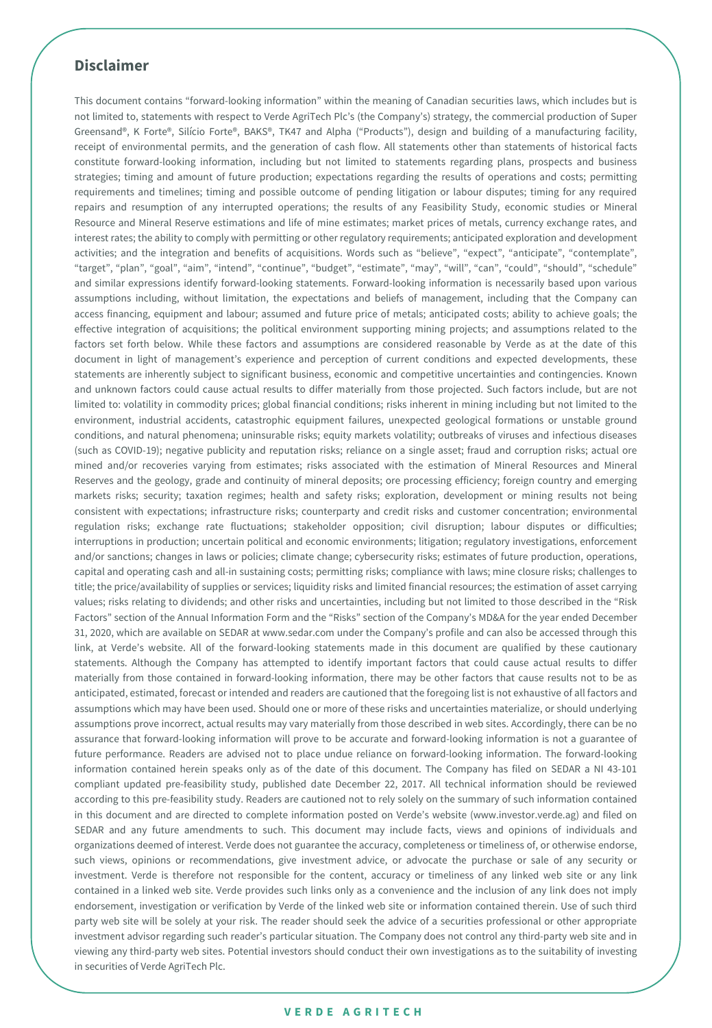## Disclaimer

This document contains "forward-looking information" within the meaning of Canadian securities laws, which includes but is not limited to, statements with respect to Verde AgriTech Plc's (the Company's) strategy, the commercial production of Super Greensand®, K Forte®, Silício Forte®, BAKS®, TK47 and Alpha ("Products"), design and building of a manufacturing facility, receipt of environmental permits, and the generation of cash flow. All statements other than statements of historical facts constitute forward-looking information, including but not limited to statements regarding plans, prospects and business strategies; timing and amount of future production; expectations regarding the results of operations and costs; permitting requirements and timelines; timing and possible outcome of pending litigation or labour disputes; timing for any required repairs and resumption of any interrupted operations; the results of any Feasibility Study, economic studies or Mineral Resource and Mineral Reserve estimations and life of mine estimates; market prices of metals, currency exchange rates, and interest rates; the ability to comply with permitting or other regulatory requirements; anticipated exploration and development activities; and the integration and benefits of acquisitions. Words such as "believe", "expect", "anticipate", "contemplate", "target", "plan", "goal", "aim", "intend", "continue", "budget", "estimate", "may", "will", "can", "could", "should", "schedule" and similar expressions identify forward-looking statements. Forward-looking information is necessarily based upon various assumptions including, without limitation, the expectations and beliefs of management, including that the Company can access financing, equipment and labour; assumed and future price of metals; anticipated costs; ability to achieve goals; the effective integration of acquisitions; the political environment supporting mining projects; and assumptions related to the factors set forth below. While these factors and assumptions are considered reasonable by Verde as at the date of this document in light of management's experience and perception of current conditions and expected developments, these statements are inherently subject to significant business, economic and competitive uncertainties and contingencies. Known and unknown factors could cause actual results to differ materially from those projected. Such factors include, but are not limited to: volatility in commodity prices; global financial conditions; risks inherent in mining including but not limited to the environment, industrial accidents, catastrophic equipment failures, unexpected geological formations or unstable ground conditions, and natural phenomena; uninsurable risks; equity markets volatility; outbreaks of viruses and infectious diseases (such as COVID-19); negative publicity and reputation risks; reliance on a single asset; fraud and corruption risks; actual ore mined and/or recoveries varying from estimates; risks associated with the estimation of Mineral Resources and Mineral Reserves and the geology, grade and continuity of mineral deposits; ore processing efficiency; foreign country and emerging markets risks; security; taxation regimes; health and safety risks; exploration, development or mining results not being consistent with expectations; infrastructure risks; counterparty and credit risks and customer concentration; environmental regulation risks; exchange rate fluctuations; stakeholder opposition; civil disruption; labour disputes or difficulties; interruptions in production; uncertain political and economic environments; litigation; regulatory investigations, enforcement and/or sanctions; changes in laws or policies; climate change; cybersecurity risks; estimates of future production, operations, capital and operating cash and all-in sustaining costs; permitting risks; compliance with laws; mine closure risks; challenges to title; the price/availability of supplies or services; liquidity risks and limited financial resources; the estimation of asset carrying values; risks relating to dividends; and other risks and uncertainties, including but not limited to those described in the "Risk Factors" section of the Annual Information Form and the "Risks" section of the Company's MD&A for the year ended December 31, 2020, which are available on SEDAR at www.sedar.com under the Company's profile and can also be accessed through this link, at Verde's website. All of the forward-looking statements made in this document are qualified by these cautionary statements. Although the Company has attempted to identify important factors that could cause actual results to differ materially from those contained in forward-looking information, there may be other factors that cause results not to be as anticipated, estimated, forecast or intended and readers are cautioned that the foregoing list is not exhaustive of all factors and assumptions which may have been used. Should one or more of these risks and uncertainties materialize, or should underlying assumptions prove incorrect, actual results may vary materially from those described in web sites. Accordingly, there can be no assurance that forward-looking information will prove to be accurate and forward-looking information is not a guarantee of future performance. Readers are advised not to place undue reliance on forward-looking information. The forward-looking information contained herein speaks only as of the date of this document. The Company has filed on SEDAR a NI 43-101 compliant updated pre-feasibility study, published date December 22, 2017. All technical information should be reviewed according to this pre-feasibility study. Readers are cautioned not to rely solely on the summary of such information contained in this document and are directed to complete information posted on Verde's website (www.investor.verde.ag) and filed on SEDAR and any future amendments to such. This document may include facts, views and opinions of individuals and organizations deemed of interest. Verde does not guarantee the accuracy, completeness or timeliness of, or otherwise endorse, such views, opinions or recommendations, give investment advice, or advocate the purchase or sale of any security or investment. Verde is therefore not responsible for the content, accuracy or timeliness of any linked web site or any link contained in a linked web site. Verde provides such links only as a convenience and the inclusion of any link does not imply endorsement, investigation or verification by Verde of the linked web site or information contained therein. Use of such third party web site will be solely at your risk. The reader should seek the advice of a securities professional or other appropriate investment advisor regarding such reader's particular situation. The Company does not control any third-party web site and in viewing any third-party web sites. Potential investors should conduct their own investigations as to the suitability of investing in securities of Verde AgriTech Plc.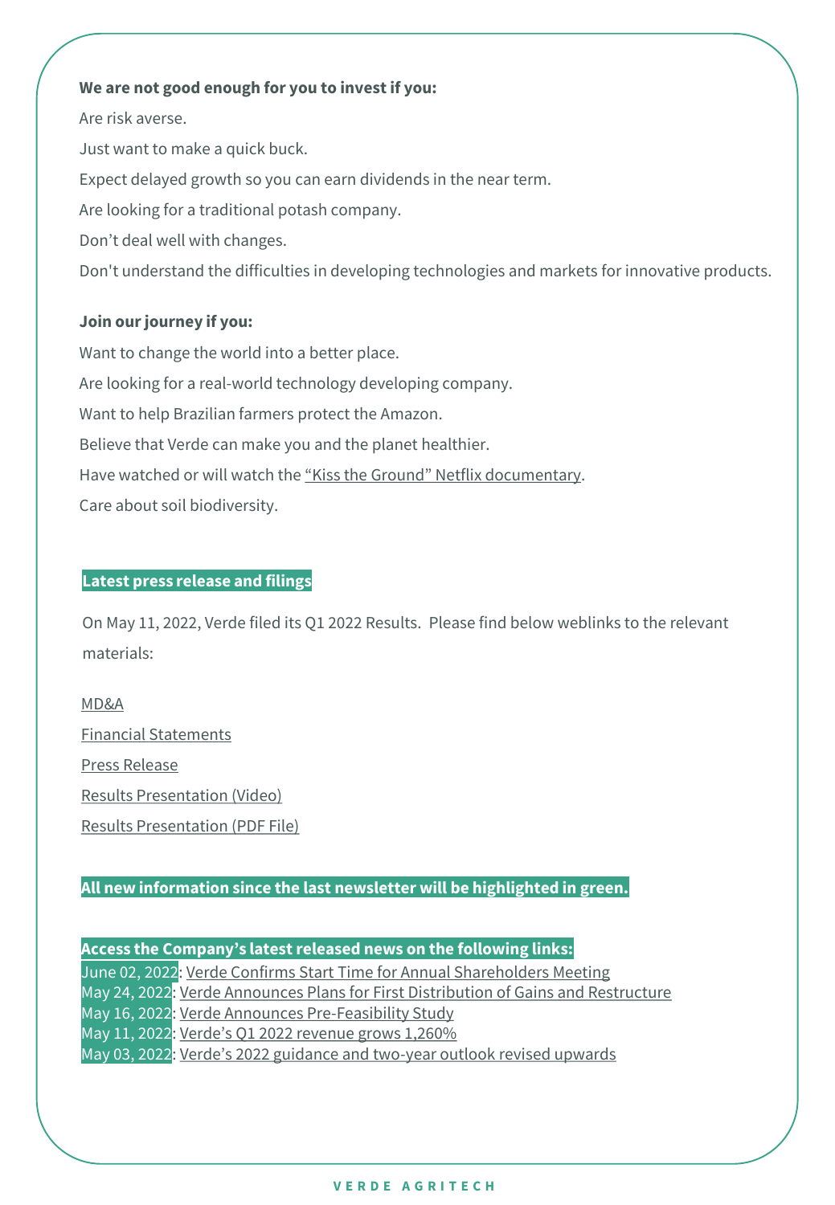**We are not good enough for you to invest if you:**

Are risk averse.

Just want to make a quick buck.

Expect delayed growth so you can earn dividends in the near term.

Are looking for a traditional potash company.

Don't deal well with changes.

Don't understand the difficulties in developing technologies and markets for innovative products.

**Join our journey if you:**

Want to change the world into a better place.

Are looking for a real-world technology developing company.

Want to help Brazilian farmers protect the Amazon.

Believe that Verde can make you and the planet healthier.

Have watched or will watch the "Kiss the Ground" Netflix documentary.

Care about soil biodiversity.

**Latest press release and filings**

On May 11, 2022, Verde filed its Q1 2022 Results. Please find below weblinks to the relevant materials:

MD&A

Financial Statements

Press Release

Results Presentation (Video)

Results Presentation (PDF File)

**All new information since the last newsletter will be highlighted in green.**

**Access the Company's latest released news on the following links:**

June 02, 2022: Verde Confirms Start Time for Annual Shareholders Meeting
May 24, 2022: Verde Announces Plans for First Distribution of Gains and Restructure
May 16, 2022: Verde Announces Pre-Feasibility Study
May 11, 2022: Verde's Q1 2022 revenue grows 1,260%
May 03, 2022: Verde's 2022 guidance and two-year outlook revised upwards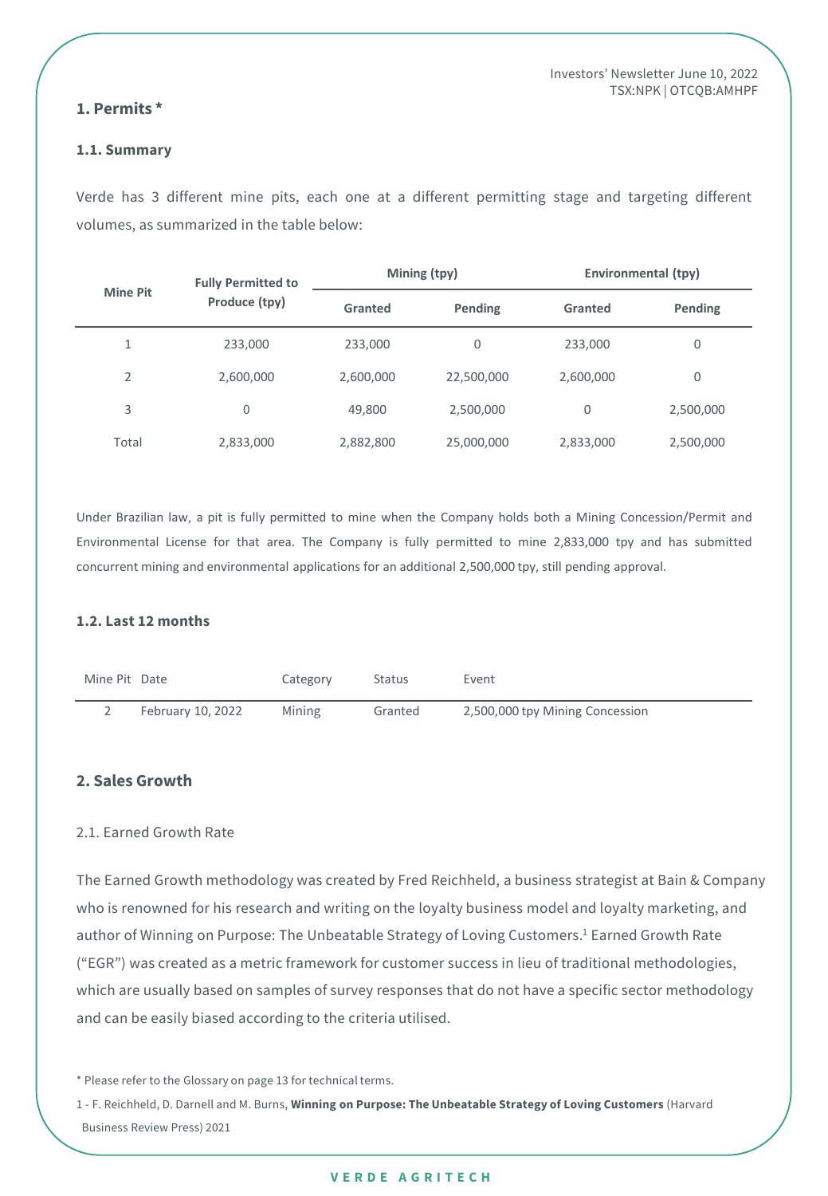## 1. Permits *

### 1.1. Summary

Verde has 3 different mine pits, each one at a different permitting stage and targeting different volumes, as summarized in the table below:

| Mine Pit | Fully Permitted to Produce (tpy) | Mining (tpy) | | Environmental (tpy) | |
|---|---|---|---|---|---|
| | | Granted | Pending | Granted | Pending |
| 1 | 233,000 | 233,000 | 0 | 233,000 | 0 |
| 2 | 2,600,000 | 2,600,000 | 22,500,000 | 2,600,000 | 0 |
| 3 | 0 | 49,800 | 2,500,000 | 0 | 2,500,000 |
| Total | 2,833,000 | 2,882,800 | 25,000,000 | 2,833,000 | 2,500,000 |

Under Brazilian law, a pit is fully permitted to mine when the Company holds both a Mining Concession/Permit and Environmental License for that area. The Company is fully permitted to mine 2,833,000 tpy and has submitted concurrent mining and environmental applications for an additional 2,500,000 tpy, still pending approval.

### 1.2. Last 12 months

| Mine Pit | Date | Category | Status | Event |
|---|---|---|---|---|
| 2 | February 10, 2022 | Mining | Granted | 2,500,000 tpy Mining Concession |

## 2. Sales Growth

### 2.1. Earned Growth Rate

The Earned Growth methodology was created by Fred Reichheld, a business strategist at Bain & Company who is renowned for his research and writing on the loyalty business model and loyalty marketing, and author of Winning on Purpose: The Unbeatable Strategy of Loving Customers.[1] Earned Growth Rate ("EGR") was created as a metric framework for customer success in lieu of traditional methodologies, which are usually based on samples of survey responses that do not have a specific sector methodology and can be easily biased according to the criteria utilised.

* Please refer to the Glossary on page 13 for technical terms.

1 - F. Reichheld, D. Darnell and M. Burns, **Winning on Purpose: The Unbeatable Strategy of Loving Customers** (Harvard Business Review Press) 2021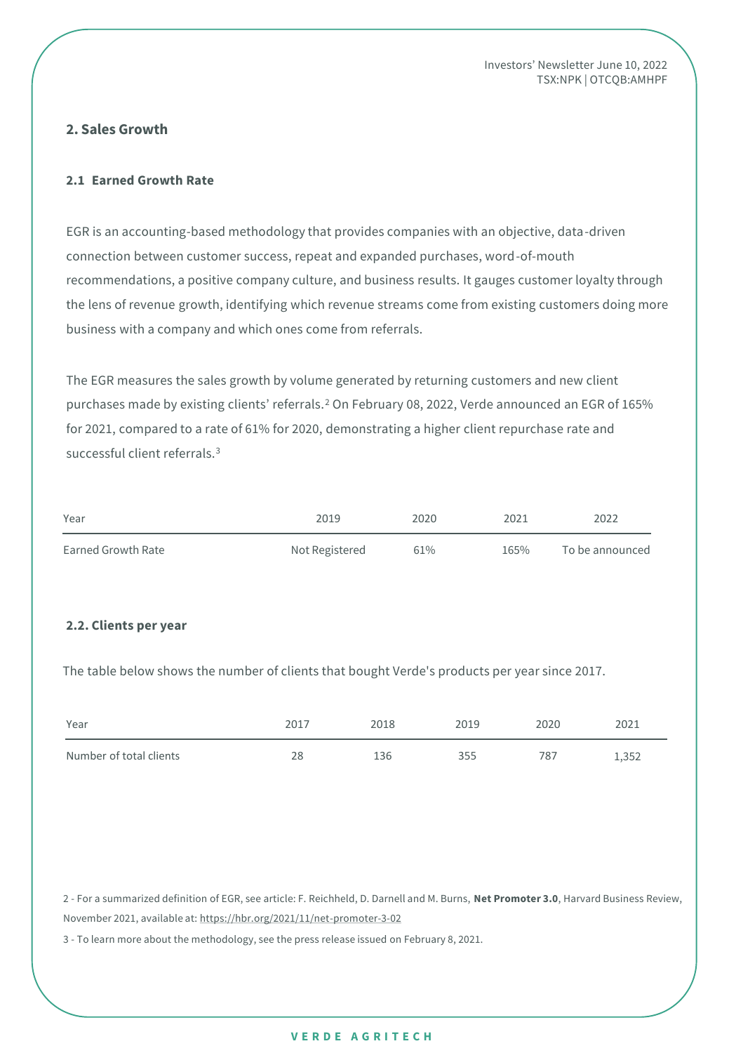## 2. Sales Growth

### 2.1 Earned Growth Rate

EGR is an accounting-based methodology that provides companies with an objective, data-driven connection between customer success, repeat and expanded purchases, word-of-mouth recommendations, a positive company culture, and business results. It gauges customer loyalty through the lens of revenue growth, identifying which revenue streams come from existing customers doing more business with a company and which ones come from referrals.

The EGR measures the sales growth by volume generated by returning customers and new client purchases made by existing clients' referrals.[2] On February 08, 2022, Verde announced an EGR of 165% for 2021, compared to a rate of 61% for 2020, demonstrating a higher client repurchase rate and successful client referrals.[3]

| Year | 2019 | 2020 | 2021 | 2022 |
|---|---|---|---|---|
| Earned Growth Rate | Not Registered | 61% | 165% | To be announced |

### 2.2. Clients per year

The table below shows the number of clients that bought Verde's products per year since 2017.

| Year | 2017 | 2018 | 2019 | 2020 | 2021 |
|---|---|---|---|---|---|
| Number of total clients | 28 | 136 | 355 | 787 | 1,352 |

2 - For a summarized definition of EGR, see article: F. Reichheld, D. Darnell and M. Burns, **Net Promoter 3.0**, Harvard Business Review, November 2021, available at: https://hbr.org/2021/11/net-promoter-3-02

3 - To learn more about the methodology, see the press release issued on February 8, 2021.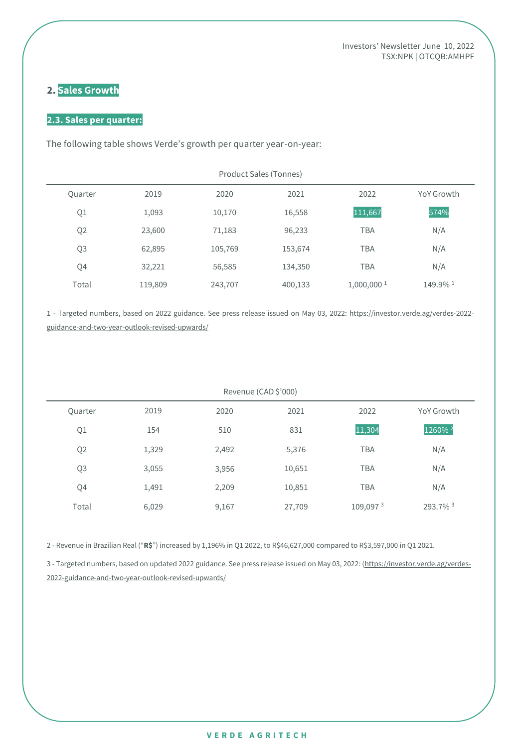## 2. Sales Growth

### 2.3. Sales per quarter:

The following table shows Verde's growth per quarter year-on-year:

Product Sales (Tonnes)

| Quarter | 2019 | 2020 | 2021 | 2022 | YoY Growth |
|---|---|---|---|---|---|
| Q1 | 1,093 | 10,170 | 16,558 | 111,667 | 574% |
| Q2 | 23,600 | 71,183 | 96,233 | TBA | N/A |
| Q3 | 62,895 | 105,769 | 153,674 | TBA | N/A |
| Q4 | 32,221 | 56,585 | 134,350 | TBA | N/A |
| Total | 119,809 | 243,707 | 400,133 | 1,000,000 [1] | 149.9% [1] |

1 - Targeted numbers, based on 2022 guidance. See press release issued on May 03, 2022: https://investor.verde.ag/verdes-2022-guidance-and-two-year-outlook-revised-upwards/

Revenue (CAD $'000)

| Quarter | 2019 | 2020 | 2021 | 2022 | YoY Growth |
|---|---|---|---|---|---|
| Q1 | 154 | 510 | 831 | 11,304 | 1260% [2] |
| Q2 | 1,329 | 2,492 | 5,376 | TBA | N/A |
| Q3 | 3,055 | 3,956 | 10,651 | TBA | N/A |
| Q4 | 1,491 | 2,209 | 10,851 | TBA | N/A |
| Total | 6,029 | 9,167 | 27,709 | 109,097 [3] | 293.7% [3] |

2 - Revenue in Brazilian Real ("**R$**") increased by 1,196% in Q1 2022, to R$46,627,000 compared to R$3,597,000 in Q1 2021.

3 - Targeted numbers, based on updated 2022 guidance. See press release issued on May 03, 2022: (https://investor.verde.ag/verdes-2022-guidance-and-two-year-outlook-revised-upwards/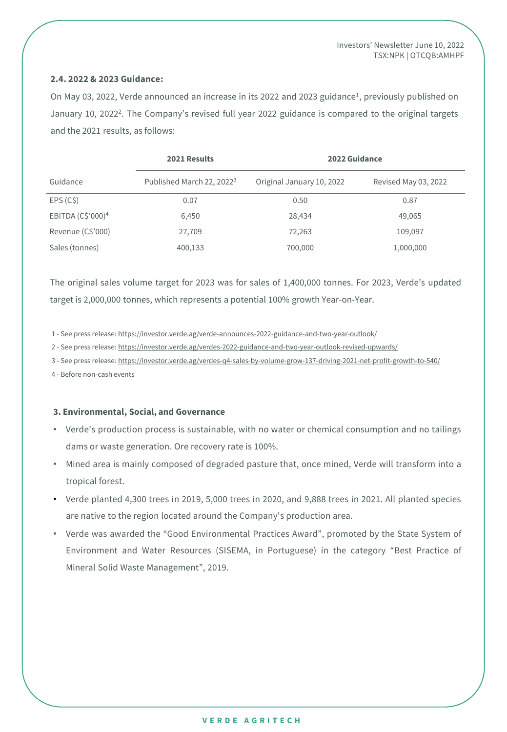### 2.4. 2022 & 2023 Guidance:

On May 03, 2022, Verde announced an increase in its 2022 and 2023 guidance[1], previously published on January 10, 2022[2]. The Company's revised full year 2022 guidance is compared to the original targets and the 2021 results, as follows:

| | 2021 Results | 2022 Guidance | |
|---|---|---|---|
| Guidance | Published March 22, 2022[3] | Original January 10, 2022 | Revised May 03, 2022 |
| EPS (C$) | 0.07 | 0.50 | 0.87 |
| EBITDA (C$'000)[4] | 6,450 | 28,434 | 49,065 |
| Revenue (C$'000) | 27,709 | 72,263 | 109,097 |
| Sales (tonnes) | 400,133 | 700,000 | 1,000,000 |

The original sales volume target for 2023 was for sales of 1,400,000 tonnes. For 2023, Verde's updated target is 2,000,000 tonnes, which represents a potential 100% growth Year-on-Year.

1 - See press release: https://investor.verde.ag/verde-announces-2022-guidance-and-two-year-outlook/

2 - See press release: https://investor.verde.ag/verdes-2022-guidance-and-two-year-outlook-revised-upwards/

3 - See press release: https://investor.verde.ag/verdes-q4-sales-by-volume-grow-137-driving-2021-net-profit-growth-to-540/

4 - Before non-cash events

### 3. Environmental, Social, and Governance

- Verde's production process is sustainable, with no water or chemical consumption and no tailings dams or waste generation. Ore recovery rate is 100%.
- Mined area is mainly composed of degraded pasture that, once mined, Verde will transform into a tropical forest.
- Verde planted 4,300 trees in 2019, 5,000 trees in 2020, and 9,888 trees in 2021. All planted species are native to the region located around the Company's production area.
- Verde was awarded the "Good Environmental Practices Award", promoted by the State System of Environment and Water Resources (SISEMA, in Portuguese) in the category "Best Practice of Mineral Solid Waste Management", 2019.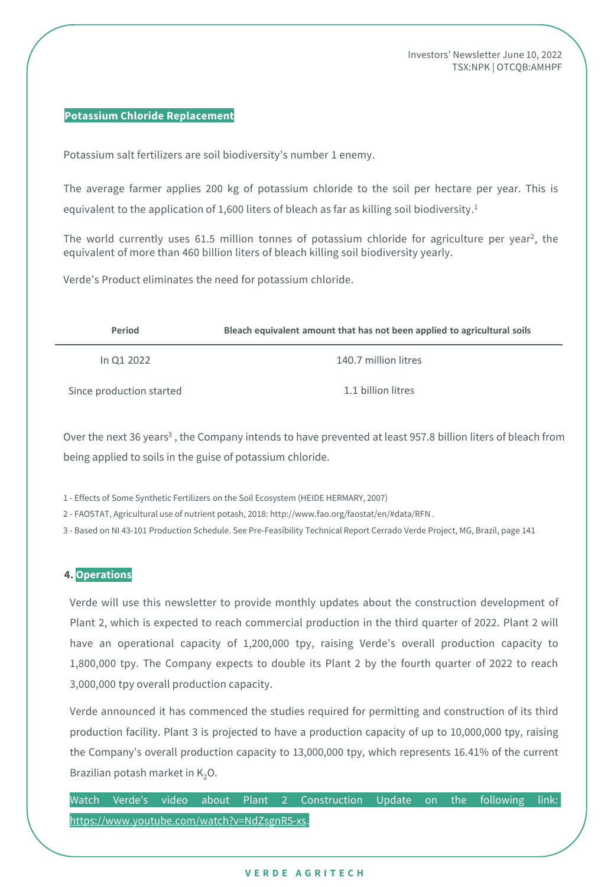## Potassium Chloride Replacement

Potassium salt fertilizers are soil biodiversity's number 1 enemy.

The average farmer applies 200 kg of potassium chloride to the soil per hectare per year. This is equivalent to the application of 1,600 liters of bleach as far as killing soil biodiversity.[1]

The world currently uses 61.5 million tonnes of potassium chloride for agriculture per year[2], the equivalent of more than 460 billion liters of bleach killing soil biodiversity yearly.

Verde's Product eliminates the need for potassium chloride.

| Period | Bleach equivalent amount that has not been applied to agricultural soils |
|---|---|
| In Q1 2022 | 140.7 million litres |
| Since production started | 1.1 billion litres |

Over the next 36 years[3] , the Company intends to have prevented at least 957.8 billion liters of bleach from being applied to soils in the guise of potassium chloride.

1 - Effects of Some Synthetic Fertilizers on the Soil Ecosystem (HEIDE HERMARY, 2007)

2 - FAOSTAT, Agricultural use of nutrient potash, 2018: http://www.fao.org/faostat/en/#data/RFN .

3 - Based on NI 43-101 Production Schedule. See Pre-Feasibility Technical Report Cerrado Verde Project, MG, Brazil, page 141

## 4. Operations

Verde will use this newsletter to provide monthly updates about the construction development of Plant 2, which is expected to reach commercial production in the third quarter of 2022. Plant 2 will have an operational capacity of 1,200,000 tpy, raising Verde's overall production capacity to 1,800,000 tpy. The Company expects to double its Plant 2 by the fourth quarter of 2022 to reach 3,000,000 tpy overall production capacity.

Verde announced it has commenced the studies required for permitting and construction of its third production facility. Plant 3 is projected to have a production capacity of up to 10,000,000 tpy, raising the Company's overall production capacity to 13,000,000 tpy, which represents 16.41% of the current Brazilian potash market in $K_2O$.

Watch Verde's video about Plant 2 Construction Update on the following link: https://www.youtube.com/watch?v=NdZsgnR5-xs.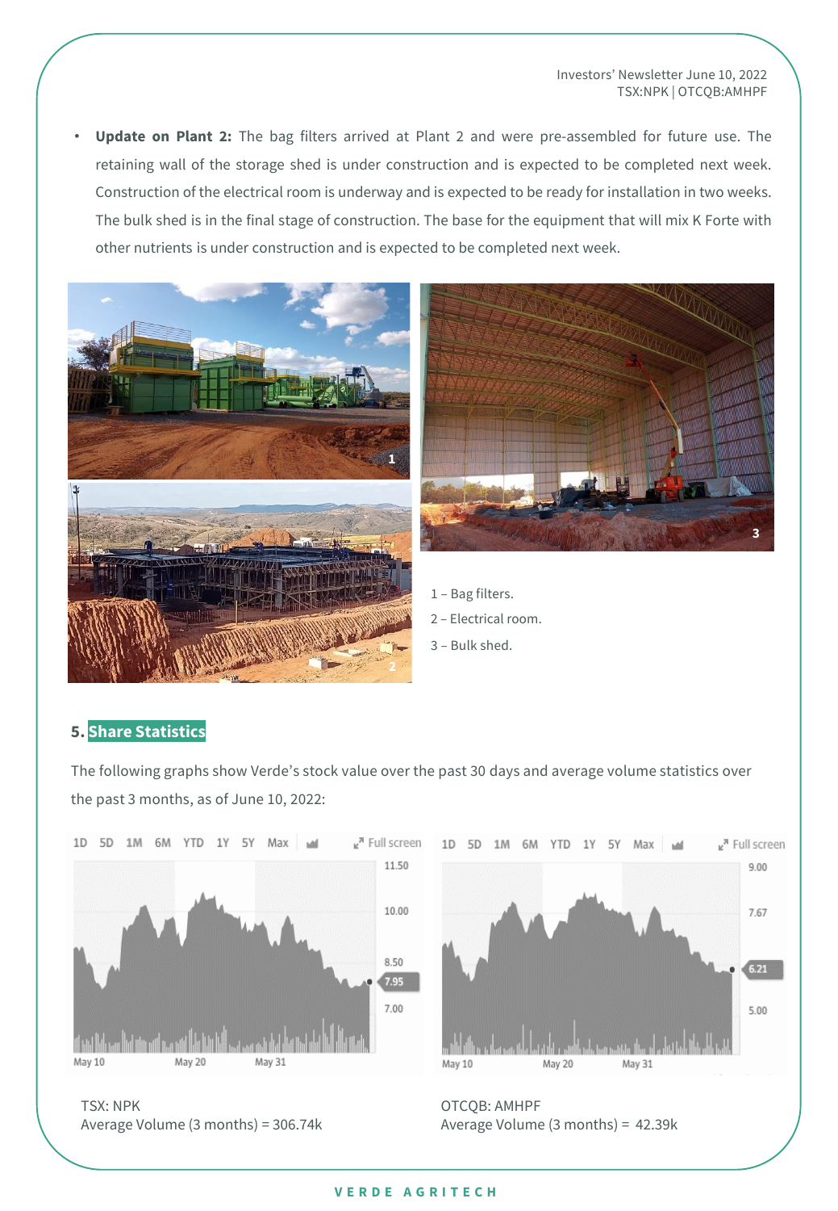- **Update on Plant 2:** The bag filters arrived at Plant 2 and were pre-assembled for future use. The retaining wall of the storage shed is under construction and is expected to be completed next week. Construction of the electrical room is underway and is expected to be ready for installation in two weeks. The bulk shed is in the final stage of construction. The base for the equipment that will mix K Forte with other nutrients is under construction and is expected to be completed next week.

1 – Bag filters.

2 – Electrical room.

3 – Bulk shed.

## 5. Share Statistics

The following graphs show Verde's stock value over the past 30 days and average volume statistics over the past 3 months, as of June 10, 2022:

TSX: NPK
Average Volume (3 months) = 306.74k

OTCQB: AMHPF
Average Volume (3 months) = 42.39k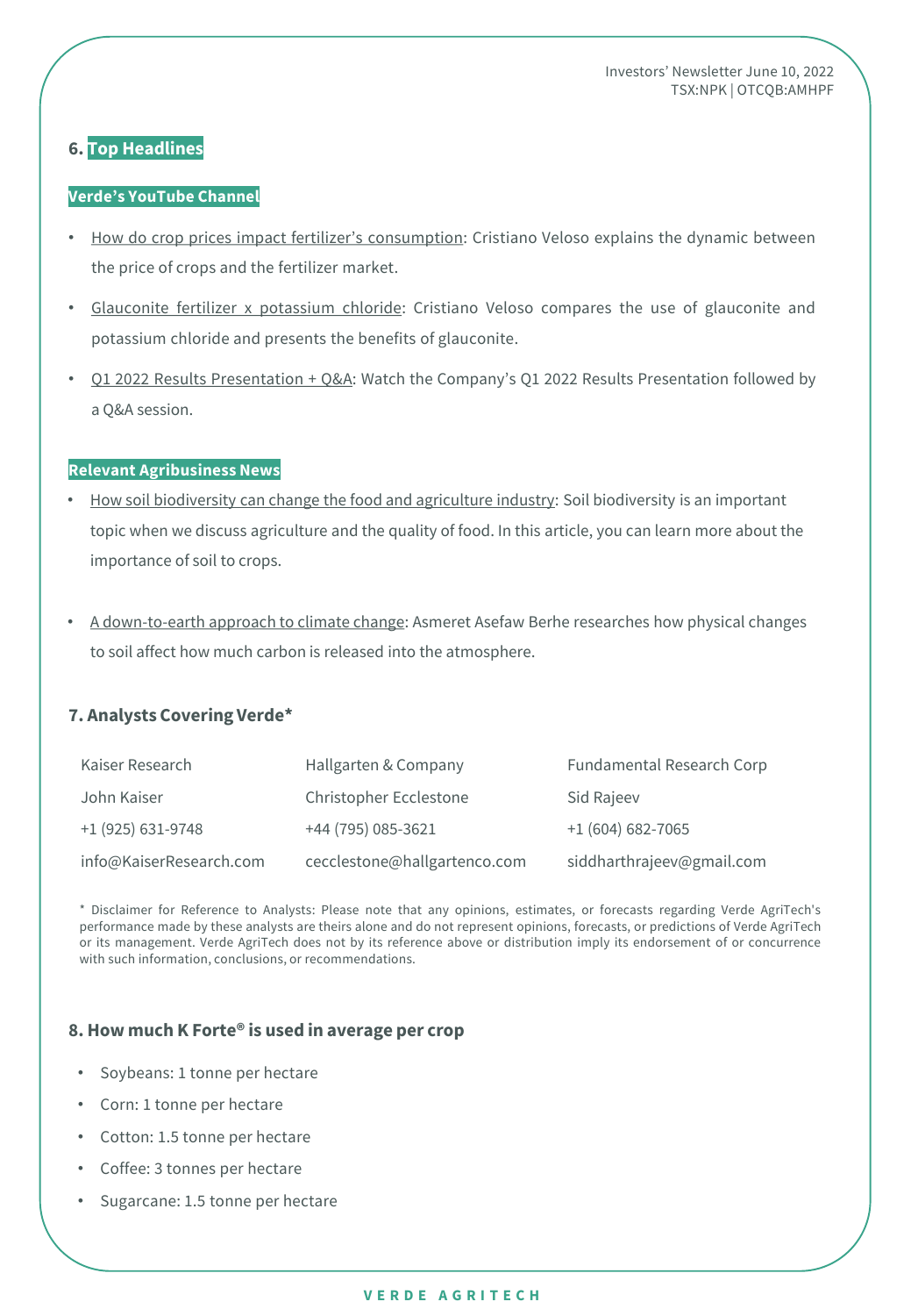## 6. Top Headlines

### Verde's YouTube Channel

- How do crop prices impact fertilizer's consumption: Cristiano Veloso explains the dynamic between the price of crops and the fertilizer market.
- Glauconite fertilizer x potassium chloride: Cristiano Veloso compares the use of glauconite and potassium chloride and presents the benefits of glauconite.
- Q1 2022 Results Presentation + Q&A: Watch the Company's Q1 2022 Results Presentation followed by a Q&A session.

### Relevant Agribusiness News

- How soil biodiversity can change the food and agriculture industry: Soil biodiversity is an important topic when we discuss agriculture and the quality of food. In this article, you can learn more about the importance of soil to crops.
- A down-to-earth approach to climate change: Asmeret Asefaw Berhe researches how physical changes to soil affect how much carbon is released into the atmosphere.

## 7. Analysts Covering Verde*

| Kaiser Research | Hallgarten & Company | Fundamental Research Corp |
|---|---|---|
| John Kaiser | Christopher Ecclestone | Sid Rajeev |
| +1 (925) 631-9748 | +44 (795) 085-3621 | +1 (604) 682-7065 |
| info@KaiserResearch.com | cecclestone@hallgartenco.com | siddharthrajeev@gmail.com |

* Disclaimer for Reference to Analysts: Please note that any opinions, estimates, or forecasts regarding Verde AgriTech's performance made by these analysts are theirs alone and do not represent opinions, forecasts, or predictions of Verde AgriTech or its management. Verde AgriTech does not by its reference above or distribution imply its endorsement of or concurrence with such information, conclusions, or recommendations.

## 8. How much K Forte® is used in average per crop

- Soybeans: 1 tonne per hectare
- Corn: 1 tonne per hectare
- Cotton: 1.5 tonne per hectare
- Coffee: 3 tonnes per hectare
- Sugarcane: 1.5 tonne per hectare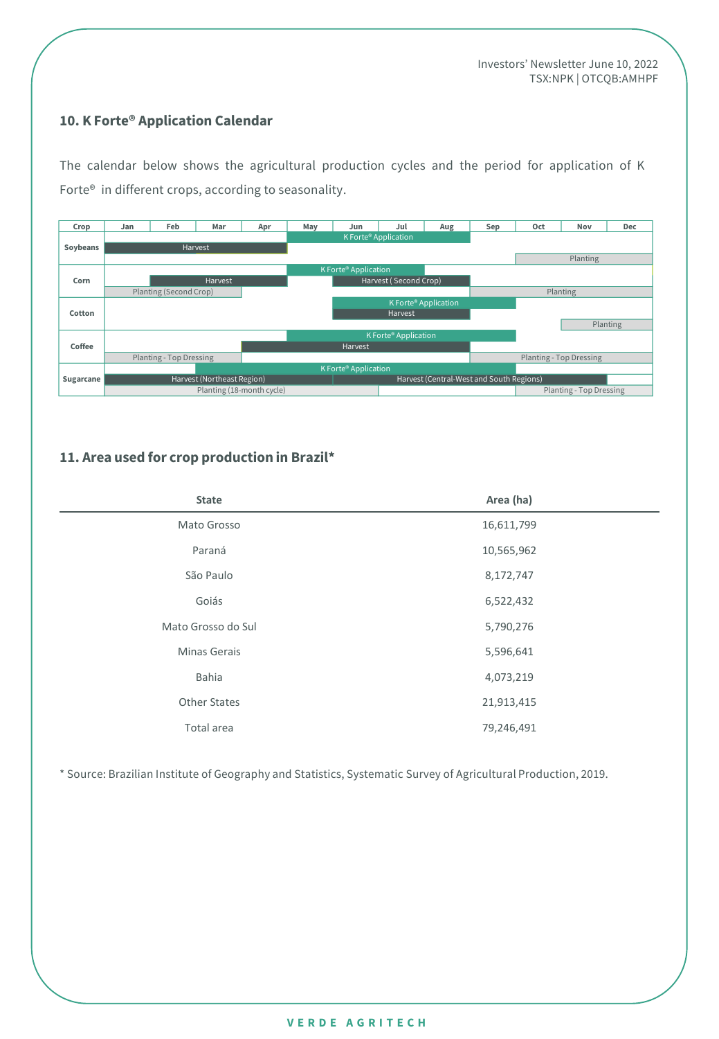## 10. K Forte® Application Calendar

The calendar below shows the agricultural production cycles and the period for application of K Forte® in different crops, according to seasonality.

| Crop | Jan | Feb | Mar | Apr | May | Jun | Jul | Aug | Sep | Oct | Nov | Dec |
|---|---|---|---|---|---|---|---|---|---|---|---|---|
| Soybeans | | | | | K Forte® Application | K Forte® Application | K Forte® Application | K Forte® Application | | | | |
| | Harvest | Harvest | Harvest | Harvest | | | | | | | | |
| | | | | | | | | | | Planting | Planting | Planting |
| Corn | | | | | K Forte® Application | K Forte® Application | K Forte® Application | | | | | |
| | | Harvest | Harvest | Harvest | | Harvest (Second Crop) | Harvest (Second Crop) | Harvest (Second Crop) | | | | |
| | Planting (Second Crop) | Planting (Second Crop) | Planting (Second Crop) | | | | | | Planting | Planting | Planting | Planting |
| Cotton | | | | | | K Forte® Application | K Forte® Application | K Forte® Application | K Forte® Application | | | |
| | | | | | | Harvest | Harvest | Harvest | | | | |
| | | | | | | | | | | | Planting | Planting |
| Coffee | | | | | K Forte® Application | K Forte® Application | K Forte® Application | K Forte® Application | K Forte® Application | | | |
| | | | | Harvest | Harvest | Harvest | Harvest | Harvest | | | | |
| | Planting - Top Dressing | Planting - Top Dressing | Planting - Top Dressing | | | | | | Planting - Top Dressing | Planting - Top Dressing | Planting - Top Dressing | Planting - Top Dressing |
| Sugarcane | | | K Forte® Application | K Forte® Application | K Forte® Application | K Forte® Application | K Forte® Application | K Forte® Application | K Forte® Application | | | |
| | Harvest (Northeast Region) | Harvest (Northeast Region) | Harvest (Northeast Region) | Harvest (Northeast Region) | Harvest (Northeast Region) | Harvest (Central-West and South Regions) | Harvest (Central-West and South Regions) | Harvest (Central-West and South Regions) | Harvest (Central-West and South Regions) | Harvest (Central-West and South Regions) | Harvest (Central-West and South Regions) | |
| | Planting (18-month cycle) | Planting (18-month cycle) | Planting (18-month cycle) | Planting (18-month cycle) | Planting (18-month cycle) | Planting (18-month cycle) | | | | Planting - Top Dressing | Planting - Top Dressing | Planting - Top Dressing |

## 11. Area used for crop production in Brazil*

| State | Area (ha) |
|---|---|
| Mato Grosso | 16,611,799 |
| Paraná | 10,565,962 |
| São Paulo | 8,172,747 |
| Goiás | 6,522,432 |
| Mato Grosso do Sul | 5,790,276 |
| Minas Gerais | 5,596,641 |
| Bahia | 4,073,219 |
| Other States | 21,913,415 |
| Total area | 79,246,491 |

* Source: Brazilian Institute of Geography and Statistics, Systematic Survey of Agricultural Production, 2019.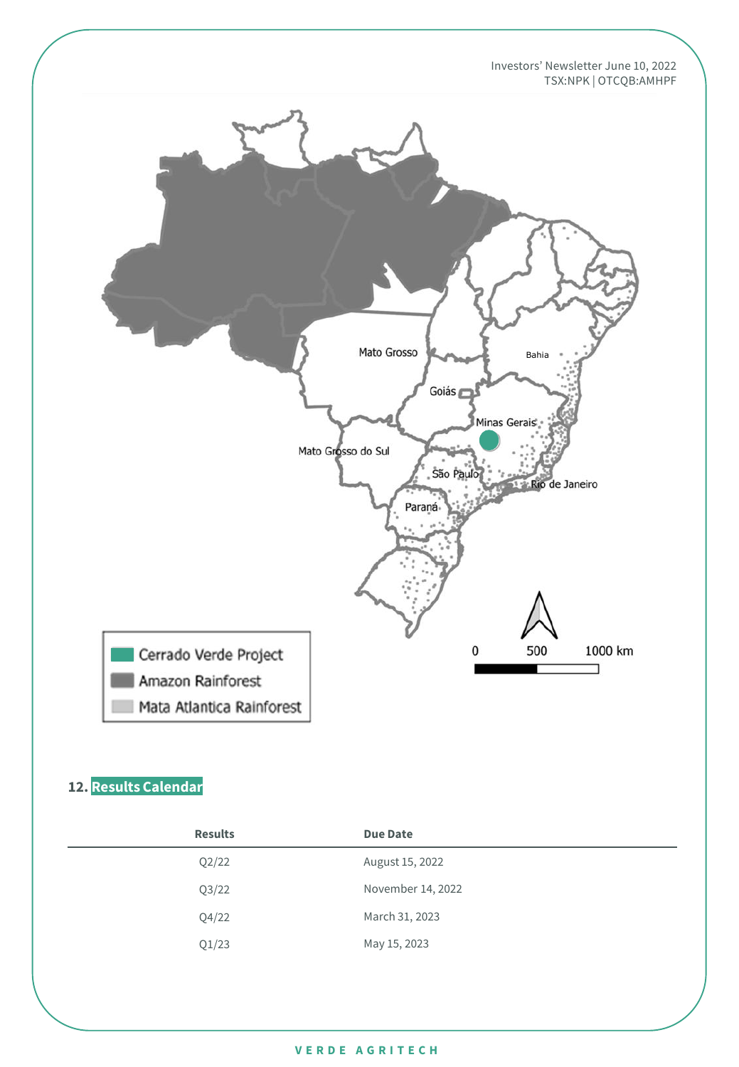## 12. Results Calendar

| Results | Due Date |
| --- | --- |
| Q2/22 | August 15, 2022 |
| Q3/22 | November 14, 2022 |
| Q4/22 | March 31, 2023 |
| Q1/23 | May 15, 2023 |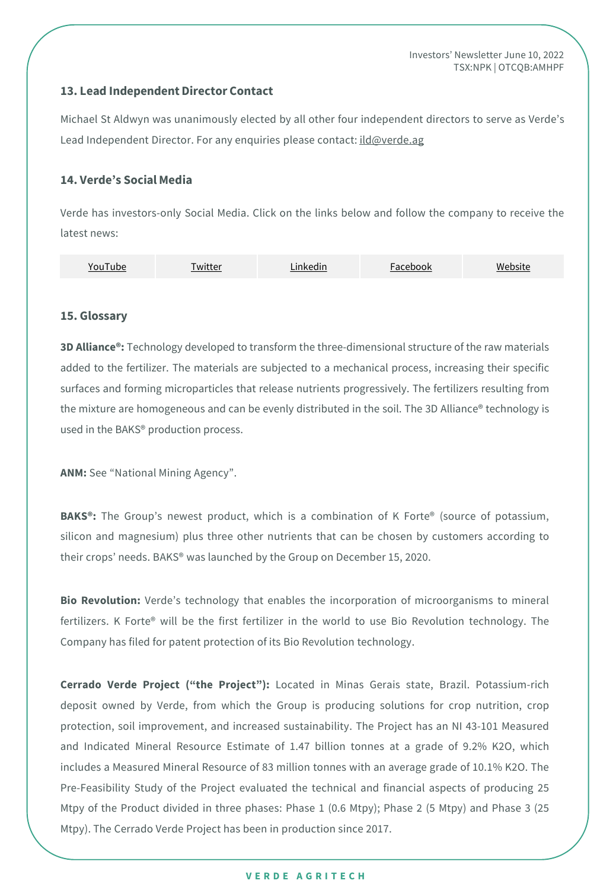## 13. Lead Independent Director Contact

Michael St Aldwyn was unanimously elected by all other four independent directors to serve as Verde's Lead Independent Director. For any enquiries please contact: ild@verde.ag

## 14. Verde's Social Media

Verde has investors-only Social Media. Click on the links below and follow the company to receive the latest news:

| YouTube | Twitter | Linkedin | Facebook | Website |
|---|---|---|---|---|

## 15. Glossary

**3D Alliance®:** Technology developed to transform the three-dimensional structure of the raw materials added to the fertilizer. The materials are subjected to a mechanical process, increasing their specific surfaces and forming microparticles that release nutrients progressively. The fertilizers resulting from the mixture are homogeneous and can be evenly distributed in the soil. The 3D Alliance® technology is used in the BAKS® production process.

**ANM:** See "National Mining Agency".

**BAKS®:** The Group's newest product, which is a combination of K Forte® (source of potassium, silicon and magnesium) plus three other nutrients that can be chosen by customers according to their crops' needs. BAKS® was launched by the Group on December 15, 2020.

**Bio Revolution:** Verde's technology that enables the incorporation of microorganisms to mineral fertilizers. K Forte® will be the first fertilizer in the world to use Bio Revolution technology. The Company has filed for patent protection of its Bio Revolution technology.

**Cerrado Verde Project ("the Project"):** Located in Minas Gerais state, Brazil. Potassium-rich deposit owned by Verde, from which the Group is producing solutions for crop nutrition, crop protection, soil improvement, and increased sustainability. The Project has an NI 43-101 Measured and Indicated Mineral Resource Estimate of 1.47 billion tonnes at a grade of 9.2% $K_2O$, which includes a Measured Mineral Resource of 83 million tonnes with an average grade of 10.1% $K_2O$. The Pre-Feasibility Study of the Project evaluated the technical and financial aspects of producing 25 Mtpy of the Product divided in three phases: Phase 1 (0.6 Mtpy); Phase 2 (5 Mtpy) and Phase 3 (25 Mtpy). The Cerrado Verde Project has been in production since 2017.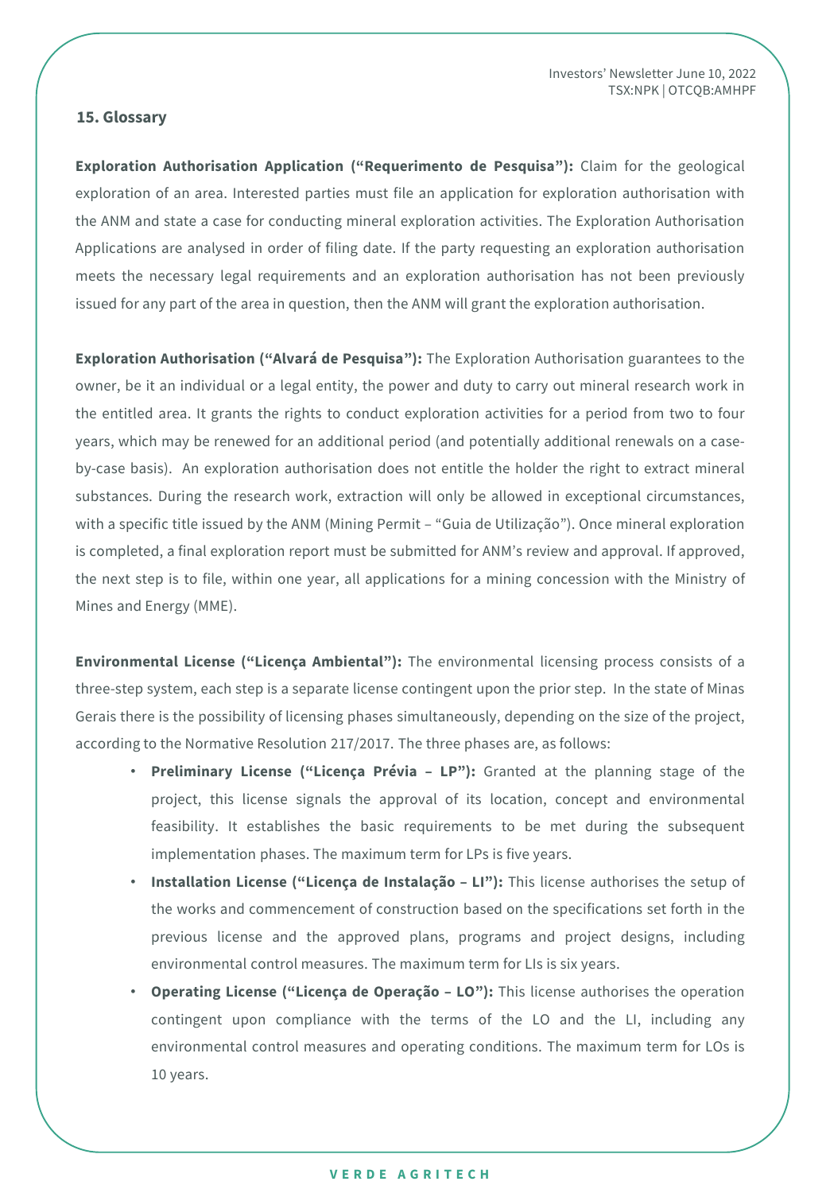## 15. Glossary

**Exploration Authorisation Application ("Requerimento de Pesquisa"):** Claim for the geological exploration of an area. Interested parties must file an application for exploration authorisation with the ANM and state a case for conducting mineral exploration activities. The Exploration Authorisation Applications are analysed in order of filing date. If the party requesting an exploration authorisation meets the necessary legal requirements and an exploration authorisation has not been previously issued for any part of the area in question, then the ANM will grant the exploration authorisation.

**Exploration Authorisation ("Alvará de Pesquisa"):** The Exploration Authorisation guarantees to the owner, be it an individual or a legal entity, the power and duty to carry out mineral research work in the entitled area. It grants the rights to conduct exploration activities for a period from two to four years, which may be renewed for an additional period (and potentially additional renewals on a case-by-case basis). An exploration authorisation does not entitle the holder the right to extract mineral substances. During the research work, extraction will only be allowed in exceptional circumstances, with a specific title issued by the ANM (Mining Permit – "Guia de Utilização"). Once mineral exploration is completed, a final exploration report must be submitted for ANM's review and approval. If approved, the next step is to file, within one year, all applications for a mining concession with the Ministry of Mines and Energy (MME).

**Environmental License ("Licença Ambiental"):** The environmental licensing process consists of a three-step system, each step is a separate license contingent upon the prior step. In the state of Minas Gerais there is the possibility of licensing phases simultaneously, depending on the size of the project, according to the Normative Resolution 217/2017. The three phases are, as follows:

- **Preliminary License ("Licença Prévia – LP"):** Granted at the planning stage of the project, this license signals the approval of its location, concept and environmental feasibility. It establishes the basic requirements to be met during the subsequent implementation phases. The maximum term for LPs is five years.
- **Installation License ("Licença de Instalação – LI"):** This license authorises the setup of the works and commencement of construction based on the specifications set forth in the previous license and the approved plans, programs and project designs, including environmental control measures. The maximum term for LIs is six years.
- **Operating License ("Licença de Operação – LO"):** This license authorises the operation contingent upon compliance with the terms of the LO and the LI, including any environmental control measures and operating conditions. The maximum term for LOs is 10 years.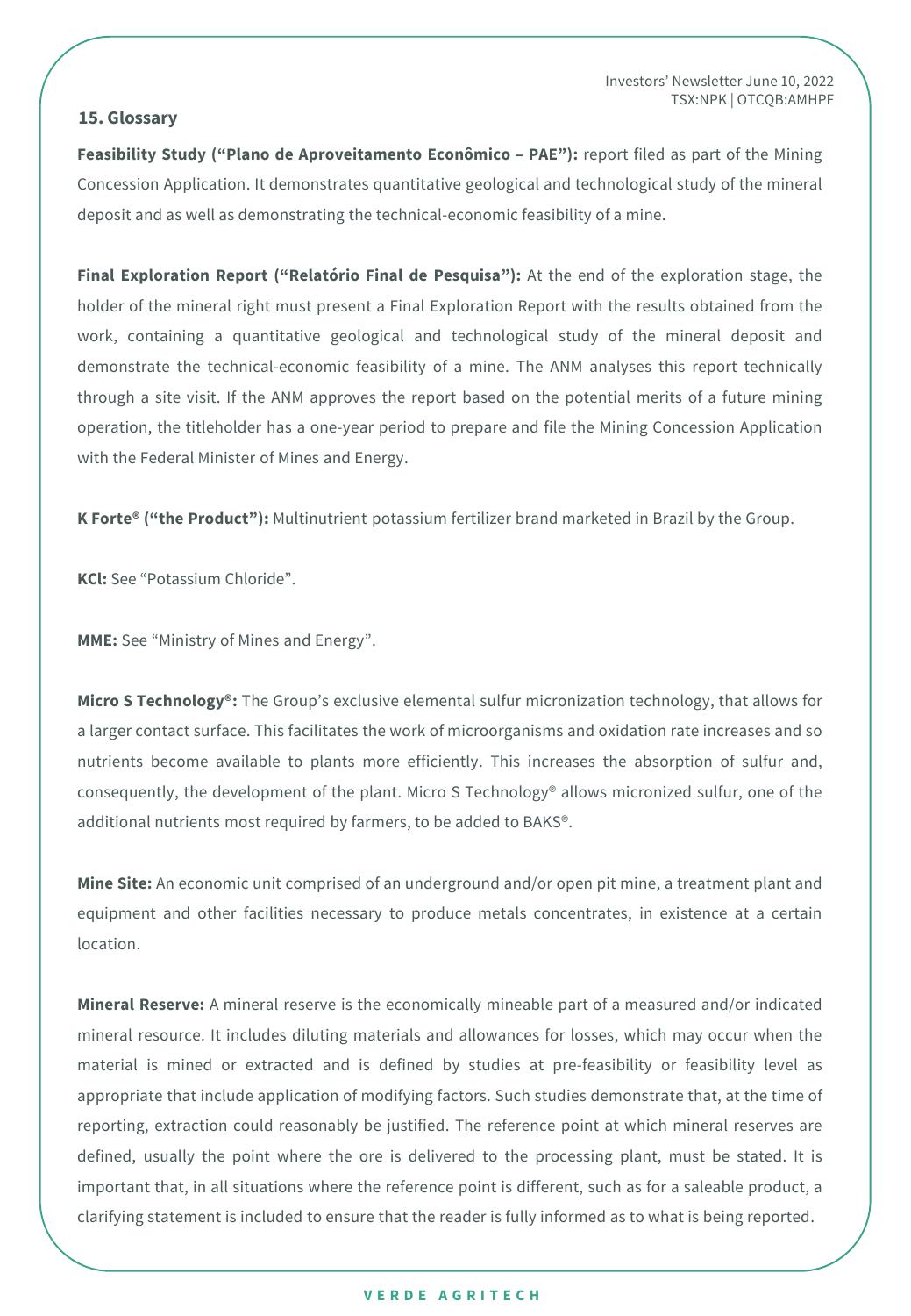## 15. Glossary

**Feasibility Study ("Plano de Aproveitamento Econômico – PAE"):** report filed as part of the Mining Concession Application. It demonstrates quantitative geological and technological study of the mineral deposit and as well as demonstrating the technical-economic feasibility of a mine.

**Final Exploration Report ("Relatório Final de Pesquisa"):** At the end of the exploration stage, the holder of the mineral right must present a Final Exploration Report with the results obtained from the work, containing a quantitative geological and technological study of the mineral deposit and demonstrate the technical-economic feasibility of a mine. The ANM analyses this report technically through a site visit. If the ANM approves the report based on the potential merits of a future mining operation, the titleholder has a one-year period to prepare and file the Mining Concession Application with the Federal Minister of Mines and Energy.

**K Forte® ("the Product"):** Multinutrient potassium fertilizer brand marketed in Brazil by the Group.

**KCl:** See "Potassium Chloride".

**MME:** See "Ministry of Mines and Energy".

**Micro S Technology®:** The Group's exclusive elemental sulfur micronization technology, that allows for a larger contact surface. This facilitates the work of microorganisms and oxidation rate increases and so nutrients become available to plants more efficiently. This increases the absorption of sulfur and, consequently, the development of the plant. Micro S Technology® allows micronized sulfur, one of the additional nutrients most required by farmers, to be added to BAKS®.

**Mine Site:** An economic unit comprised of an underground and/or open pit mine, a treatment plant and equipment and other facilities necessary to produce metals concentrates, in existence at a certain location.

**Mineral Reserve:** A mineral reserve is the economically mineable part of a measured and/or indicated mineral resource. It includes diluting materials and allowances for losses, which may occur when the material is mined or extracted and is defined by studies at pre-feasibility or feasibility level as appropriate that include application of modifying factors. Such studies demonstrate that, at the time of reporting, extraction could reasonably be justified. The reference point at which mineral reserves are defined, usually the point where the ore is delivered to the processing plant, must be stated. It is important that, in all situations where the reference point is different, such as for a saleable product, a clarifying statement is included to ensure that the reader is fully informed as to what is being reported.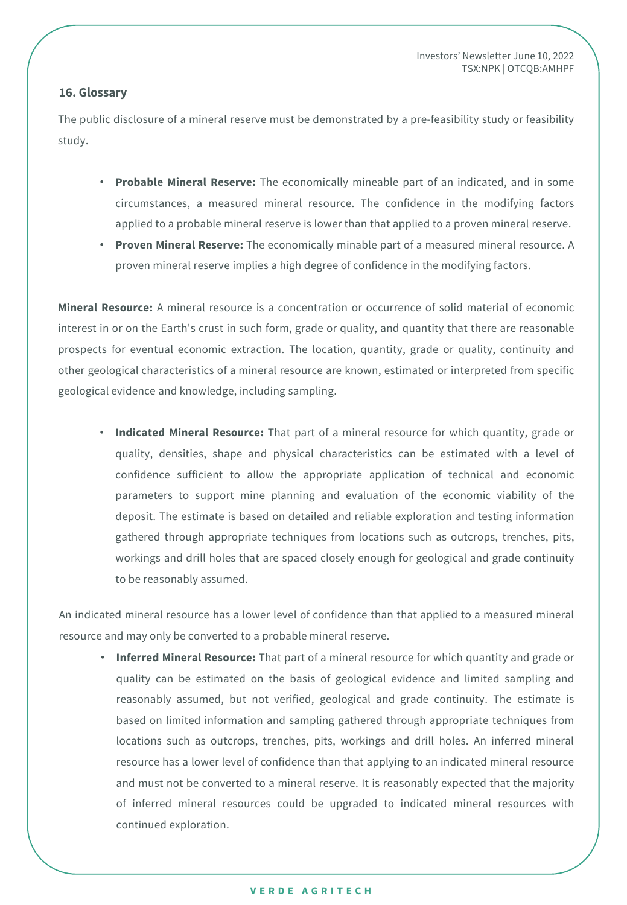## 16. Glossary

The public disclosure of a mineral reserve must be demonstrated by a pre-feasibility study or feasibility study.

- **Probable Mineral Reserve:** The economically mineable part of an indicated, and in some circumstances, a measured mineral resource. The confidence in the modifying factors applied to a probable mineral reserve is lower than that applied to a proven mineral reserve.
- **Proven Mineral Reserve:** The economically minable part of a measured mineral resource. A proven mineral reserve implies a high degree of confidence in the modifying factors.

**Mineral Resource:** A mineral resource is a concentration or occurrence of solid material of economic interest in or on the Earth's crust in such form, grade or quality, and quantity that there are reasonable prospects for eventual economic extraction. The location, quantity, grade or quality, continuity and other geological characteristics of a mineral resource are known, estimated or interpreted from specific geological evidence and knowledge, including sampling.

- **Indicated Mineral Resource:** That part of a mineral resource for which quantity, grade or quality, densities, shape and physical characteristics can be estimated with a level of confidence sufficient to allow the appropriate application of technical and economic parameters to support mine planning and evaluation of the economic viability of the deposit. The estimate is based on detailed and reliable exploration and testing information gathered through appropriate techniques from locations such as outcrops, trenches, pits, workings and drill holes that are spaced closely enough for geological and grade continuity to be reasonably assumed.

An indicated mineral resource has a lower level of confidence than that applied to a measured mineral resource and may only be converted to a probable mineral reserve.

- **Inferred Mineral Resource:** That part of a mineral resource for which quantity and grade or quality can be estimated on the basis of geological evidence and limited sampling and reasonably assumed, but not verified, geological and grade continuity. The estimate is based on limited information and sampling gathered through appropriate techniques from locations such as outcrops, trenches, pits, workings and drill holes. An inferred mineral resource has a lower level of confidence than that applying to an indicated mineral resource and must not be converted to a mineral reserve. It is reasonably expected that the majority of inferred mineral resources could be upgraded to indicated mineral resources with continued exploration.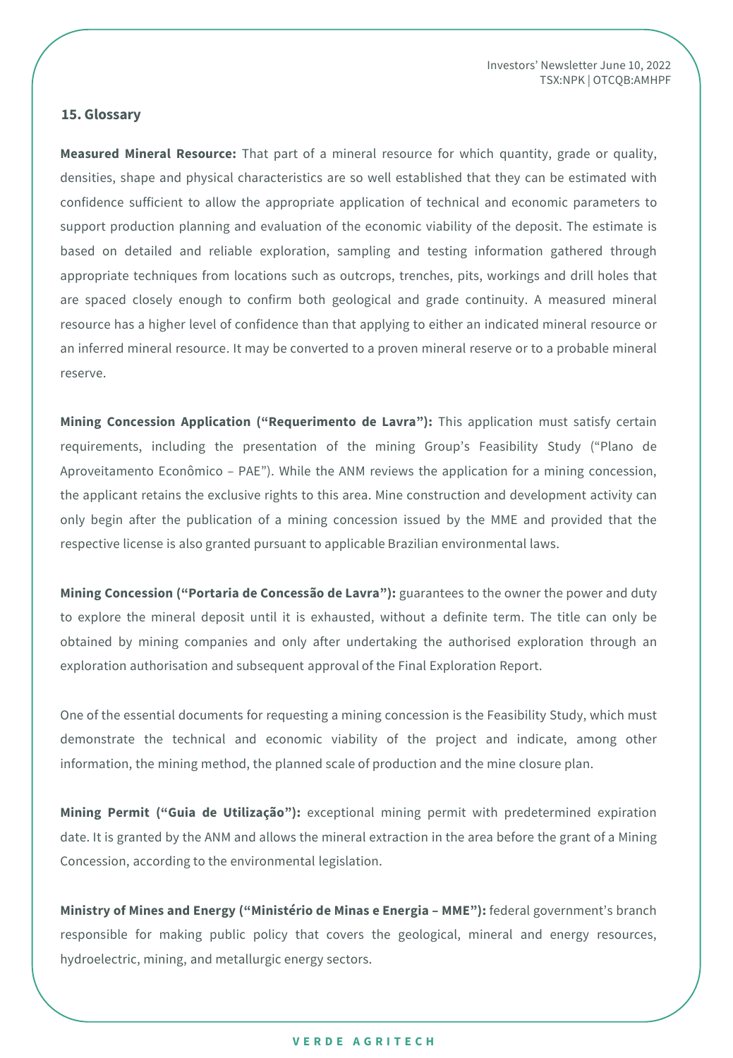## 15. Glossary

**Measured Mineral Resource:** That part of a mineral resource for which quantity, grade or quality, densities, shape and physical characteristics are so well established that they can be estimated with confidence sufficient to allow the appropriate application of technical and economic parameters to support production planning and evaluation of the economic viability of the deposit. The estimate is based on detailed and reliable exploration, sampling and testing information gathered through appropriate techniques from locations such as outcrops, trenches, pits, workings and drill holes that are spaced closely enough to confirm both geological and grade continuity. A measured mineral resource has a higher level of confidence than that applying to either an indicated mineral resource or an inferred mineral resource. It may be converted to a proven mineral reserve or to a probable mineral reserve.

**Mining Concession Application ("Requerimento de Lavra"):** This application must satisfy certain requirements, including the presentation of the mining Group's Feasibility Study ("Plano de Aproveitamento Econômico – PAE"). While the ANM reviews the application for a mining concession, the applicant retains the exclusive rights to this area. Mine construction and development activity can only begin after the publication of a mining concession issued by the MME and provided that the respective license is also granted pursuant to applicable Brazilian environmental laws.

**Mining Concession ("Portaria de Concessão de Lavra"):** guarantees to the owner the power and duty to explore the mineral deposit until it is exhausted, without a definite term. The title can only be obtained by mining companies and only after undertaking the authorised exploration through an exploration authorisation and subsequent approval of the Final Exploration Report.

One of the essential documents for requesting a mining concession is the Feasibility Study, which must demonstrate the technical and economic viability of the project and indicate, among other information, the mining method, the planned scale of production and the mine closure plan.

**Mining Permit ("Guia de Utilização"):** exceptional mining permit with predetermined expiration date. It is granted by the ANM and allows the mineral extraction in the area before the grant of a Mining Concession, according to the environmental legislation.

**Ministry of Mines and Energy ("Ministério de Minas e Energia – MME"):** federal government's branch responsible for making public policy that covers the geological, mineral and energy resources, hydroelectric, mining, and metallurgic energy sectors.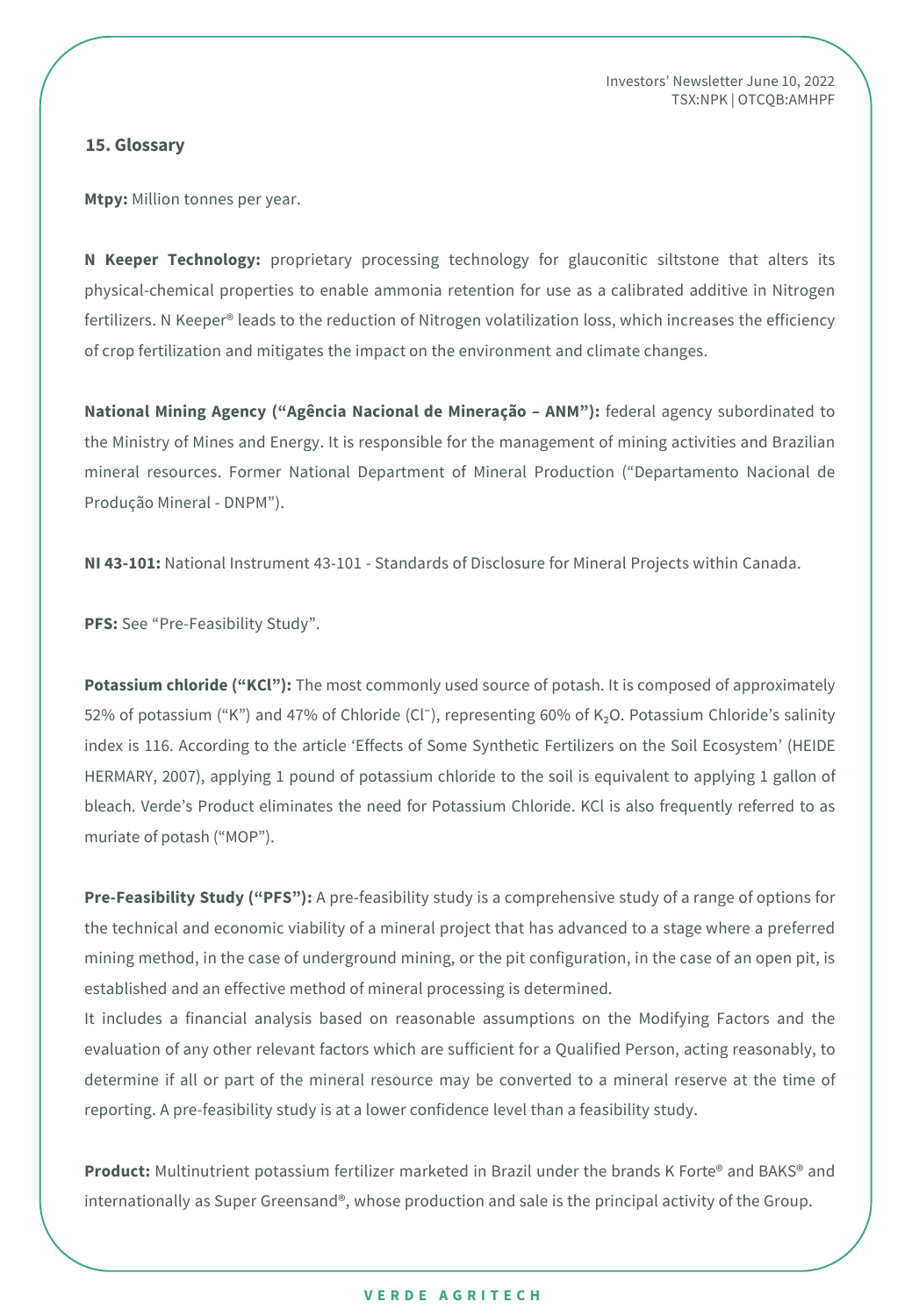## 15. Glossary

**Mtpy:** Million tonnes per year.

**N Keeper Technology:** proprietary processing technology for glauconitic siltstone that alters its physical-chemical properties to enable ammonia retention for use as a calibrated additive in Nitrogen fertilizers. N Keeper® leads to the reduction of Nitrogen volatilization loss, which increases the efficiency of crop fertilization and mitigates the impact on the environment and climate changes.

**National Mining Agency ("Agência Nacional de Mineração – ANM"):** federal agency subordinated to the Ministry of Mines and Energy. It is responsible for the management of mining activities and Brazilian mineral resources. Former National Department of Mineral Production ("Departamento Nacional de Produção Mineral - DNPM").

**NI 43-101:** National Instrument 43-101 - Standards of Disclosure for Mineral Projects within Canada.

**PFS:** See "Pre-Feasibility Study".

**Potassium chloride ("KCl"):** The most commonly used source of potash. It is composed of approximately 52% of potassium ("K") and 47% of Chloride ($Cl^-$), representing 60% of $K_2O$. Potassium Chloride's salinity index is 116. According to the article 'Effects of Some Synthetic Fertilizers on the Soil Ecosystem' (HEIDE HERMARY, 2007), applying 1 pound of potassium chloride to the soil is equivalent to applying 1 gallon of bleach. Verde's Product eliminates the need for Potassium Chloride. KCl is also frequently referred to as muriate of potash ("MOP").

**Pre-Feasibility Study ("PFS"):** A pre-feasibility study is a comprehensive study of a range of options for the technical and economic viability of a mineral project that has advanced to a stage where a preferred mining method, in the case of underground mining, or the pit configuration, in the case of an open pit, is established and an effective method of mineral processing is determined.

It includes a financial analysis based on reasonable assumptions on the Modifying Factors and the evaluation of any other relevant factors which are sufficient for a Qualified Person, acting reasonably, to determine if all or part of the mineral resource may be converted to a mineral reserve at the time of reporting. A pre-feasibility study is at a lower confidence level than a feasibility study.

**Product:** Multinutrient potassium fertilizer marketed in Brazil under the brands K Forte® and BAKS® and internationally as Super Greensand®, whose production and sale is the principal activity of the Group.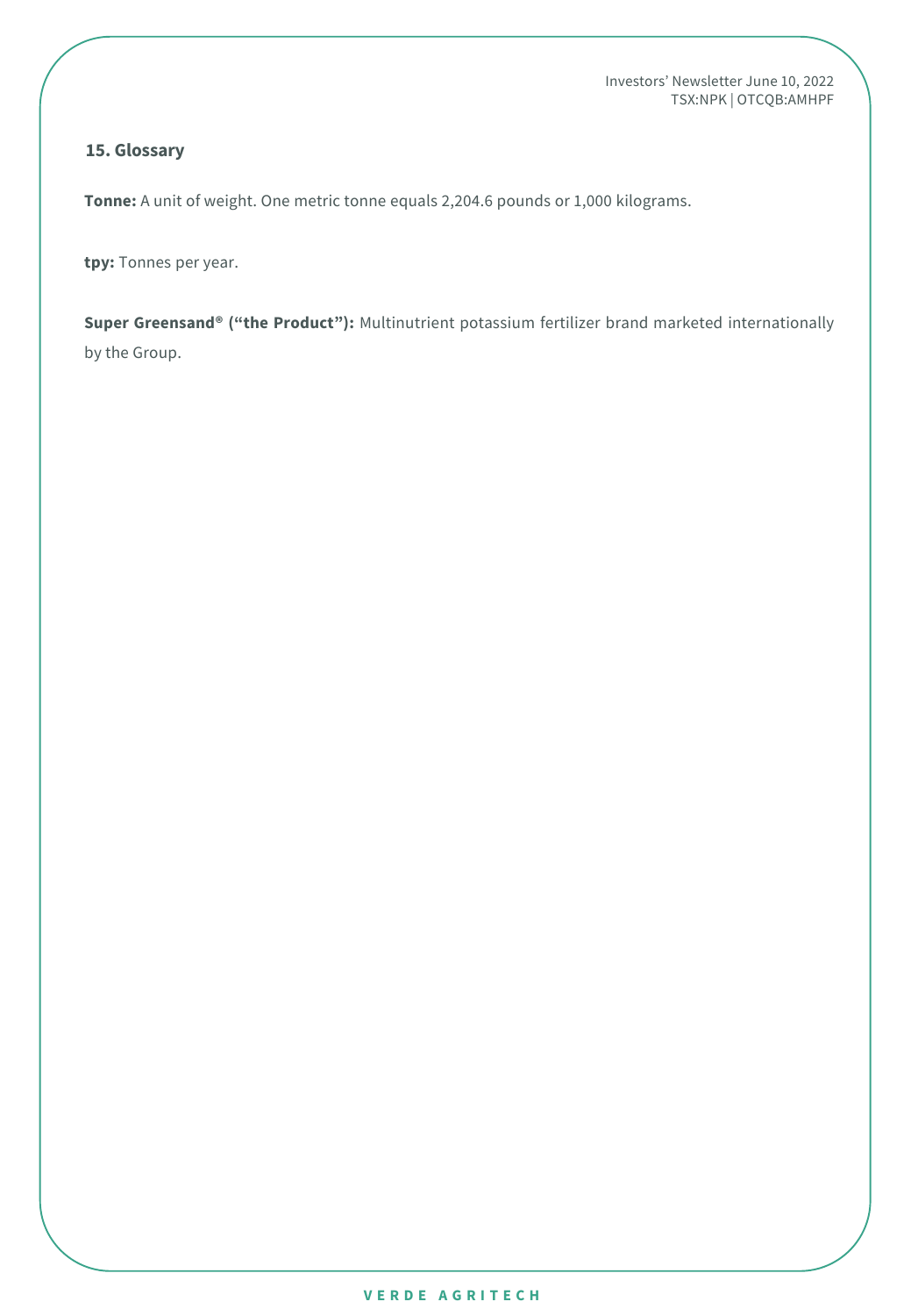## 15. Glossary

**Tonne:** A unit of weight. One metric tonne equals 2,204.6 pounds or 1,000 kilograms.

**tpy:** Tonnes per year.

**Super Greensand® (“the Product”):** Multinutrient potassium fertilizer brand marketed internationally by the Group.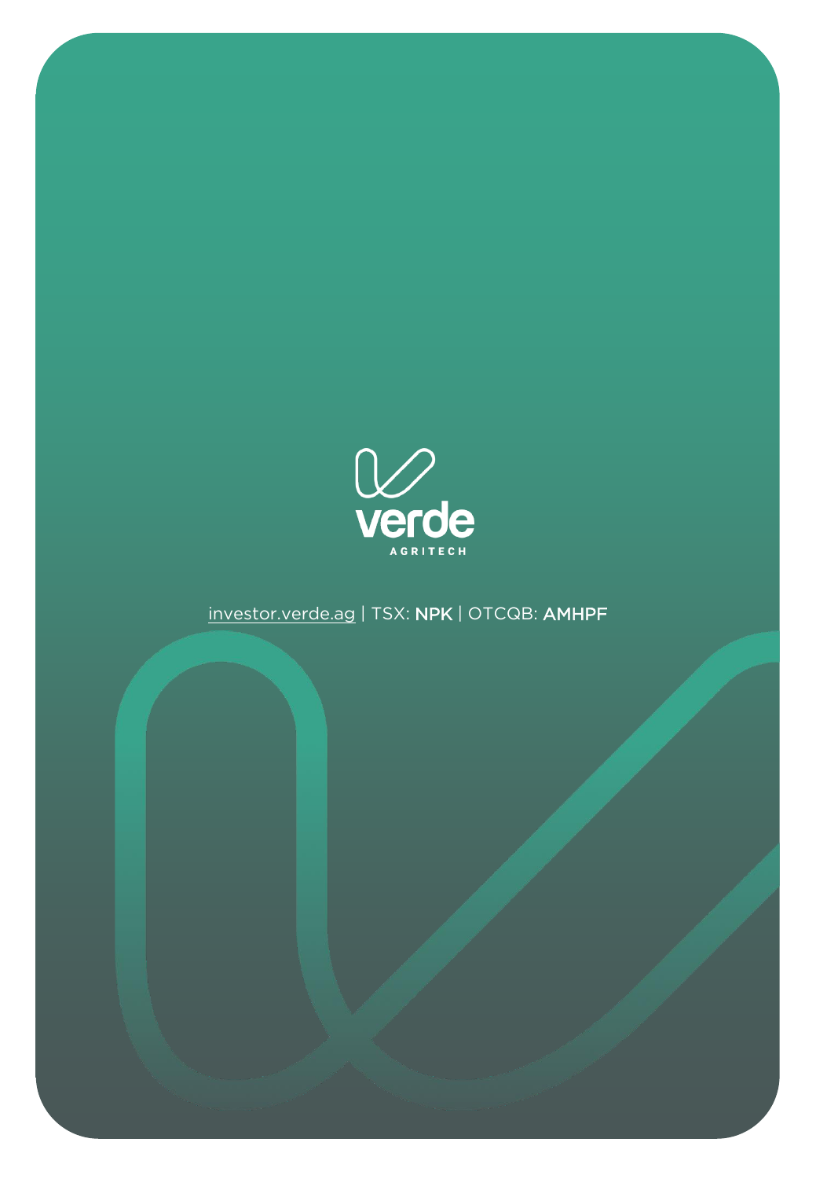verde

AGRITECH

investor.verde.ag | TSX: NPK | OTCQB: AMHPF